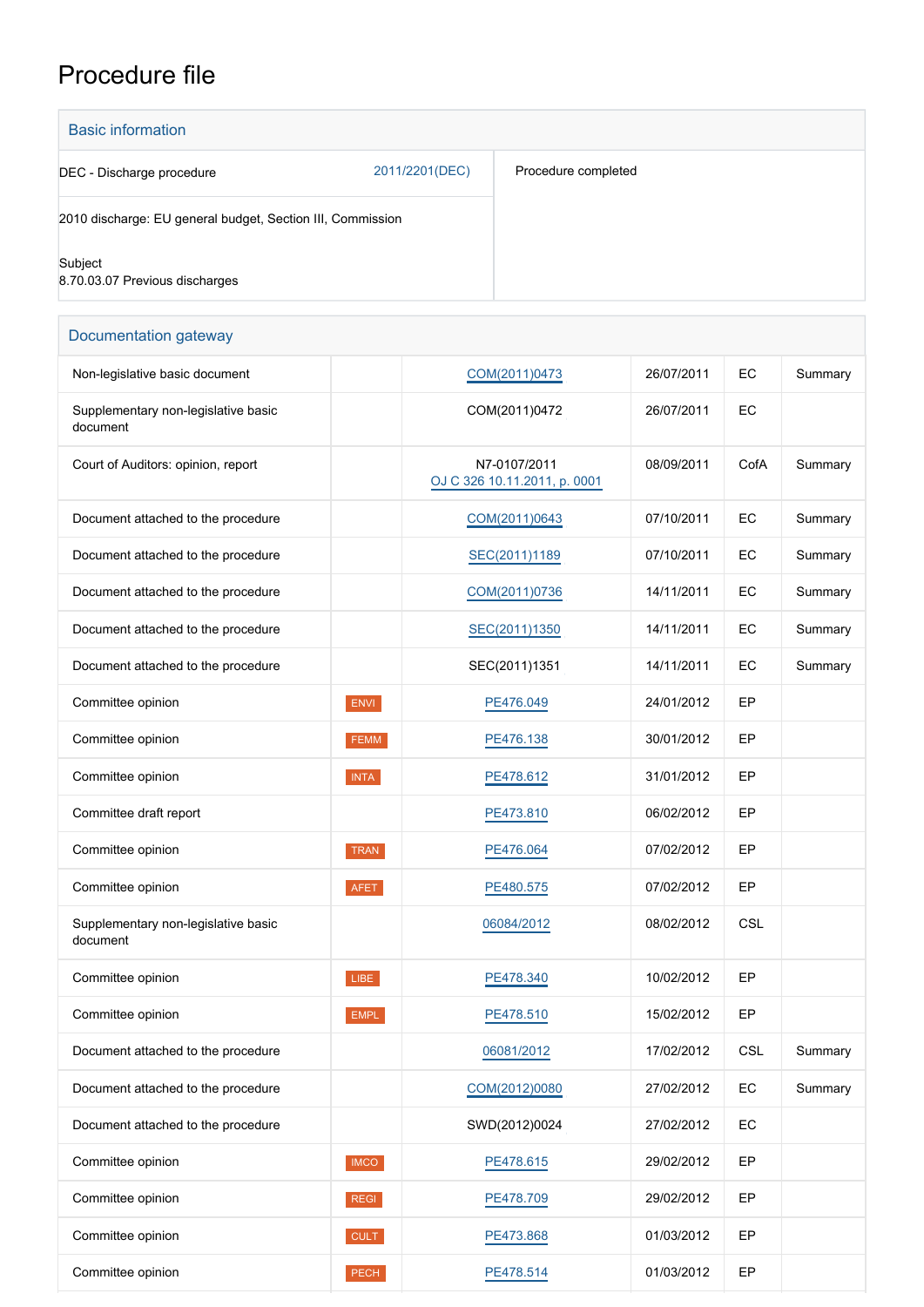# Procedure file

## Basic information

| | | |
|---|---|---|
| DEC - Discharge procedure | 2011/2201(DEC) | Procedure completed |
| 2010 discharge: EU general budget, Section III, Commission | | |
| Subject<br>8.70.03.07 Previous discharges | | |

## Documentation gateway

| | | | | | |
|---|---|---|---|---|---|
| Non-legislative basic document | | COM(2011)0473 | 26/07/2011 | EC | Summary |
| Supplementary non-legislative basic document | | COM(2011)0472 | 26/07/2011 | EC | |
| Court of Auditors: opinion, report | | N7-0107/2011<br>OJ C 326 10.11.2011, p. 0001 | 08/09/2011 | CofA | Summary |
| Document attached to the procedure | | COM(2011)0643 | 07/10/2011 | EC | Summary |
| Document attached to the procedure | | SEC(2011)1189 | 07/10/2011 | EC | Summary |
| Document attached to the procedure | | COM(2011)0736 | 14/11/2011 | EC | Summary |
| Document attached to the procedure | | SEC(2011)1350 | 14/11/2011 | EC | Summary |
| Document attached to the procedure | | SEC(2011)1351 | 14/11/2011 | EC | Summary |
| Committee opinion | ENVI | PE476.049 | 24/01/2012 | EP | |
| Committee opinion | FEMM | PE476.138 | 30/01/2012 | EP | |
| Committee opinion | INTA | PE478.612 | 31/01/2012 | EP | |
| Committee draft report | | PE473.810 | 06/02/2012 | EP | |
| Committee opinion | TRAN | PE476.064 | 07/02/2012 | EP | |
| Committee opinion | AFET | PE480.575 | 07/02/2012 | EP | |
| Supplementary non-legislative basic document | | 06084/2012 | 08/02/2012 | CSL | |
| Committee opinion | LIBE | PE478.340 | 10/02/2012 | EP | |
| Committee opinion | EMPL | PE478.510 | 15/02/2012 | EP | |
| Document attached to the procedure | | 06081/2012 | 17/02/2012 | CSL | Summary |
| Document attached to the procedure | | COM(2012)0080 | 27/02/2012 | EC | Summary |
| Document attached to the procedure | | SWD(2012)0024 | 27/02/2012 | EC | |
| Committee opinion | IMCO | PE478.615 | 29/02/2012 | EP | |
| Committee opinion | REGI | PE478.709 | 29/02/2012 | EP | |
| Committee opinion | CULT | PE473.868 | 01/03/2012 | EP | |
| Committee opinion | PECH | PE478.514 | 01/03/2012 | EP | |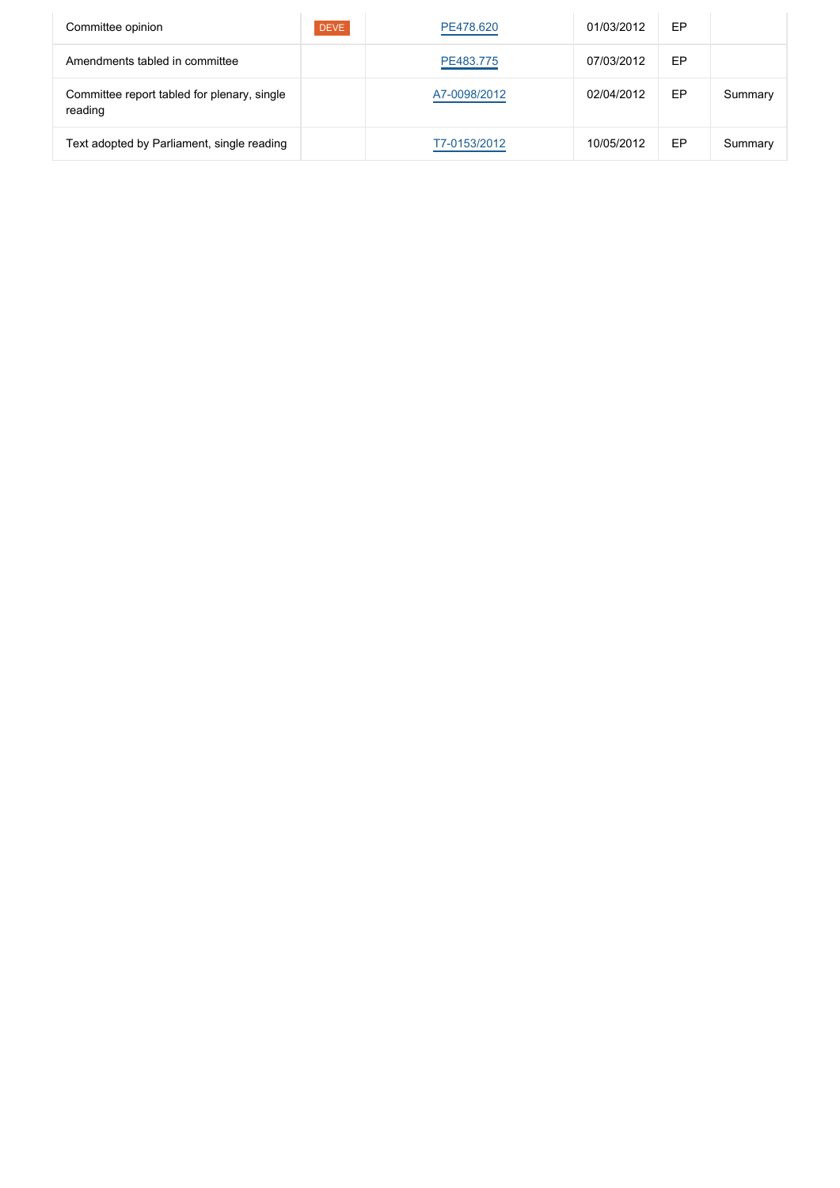| | | | | | |
|---|---|---|---|---|---|
| Committee opinion | DEVE | PE478.620 | 01/03/2012 | EP | |
| Amendments tabled in committee | | PE483.775 | 07/03/2012 | EP | |
| Committee report tabled for plenary, single reading | | A7-0098/2012 | 02/04/2012 | EP | Summary |
| Text adopted by Parliament, single reading | | T7-0153/2012 | 10/05/2012 | EP | Summary |